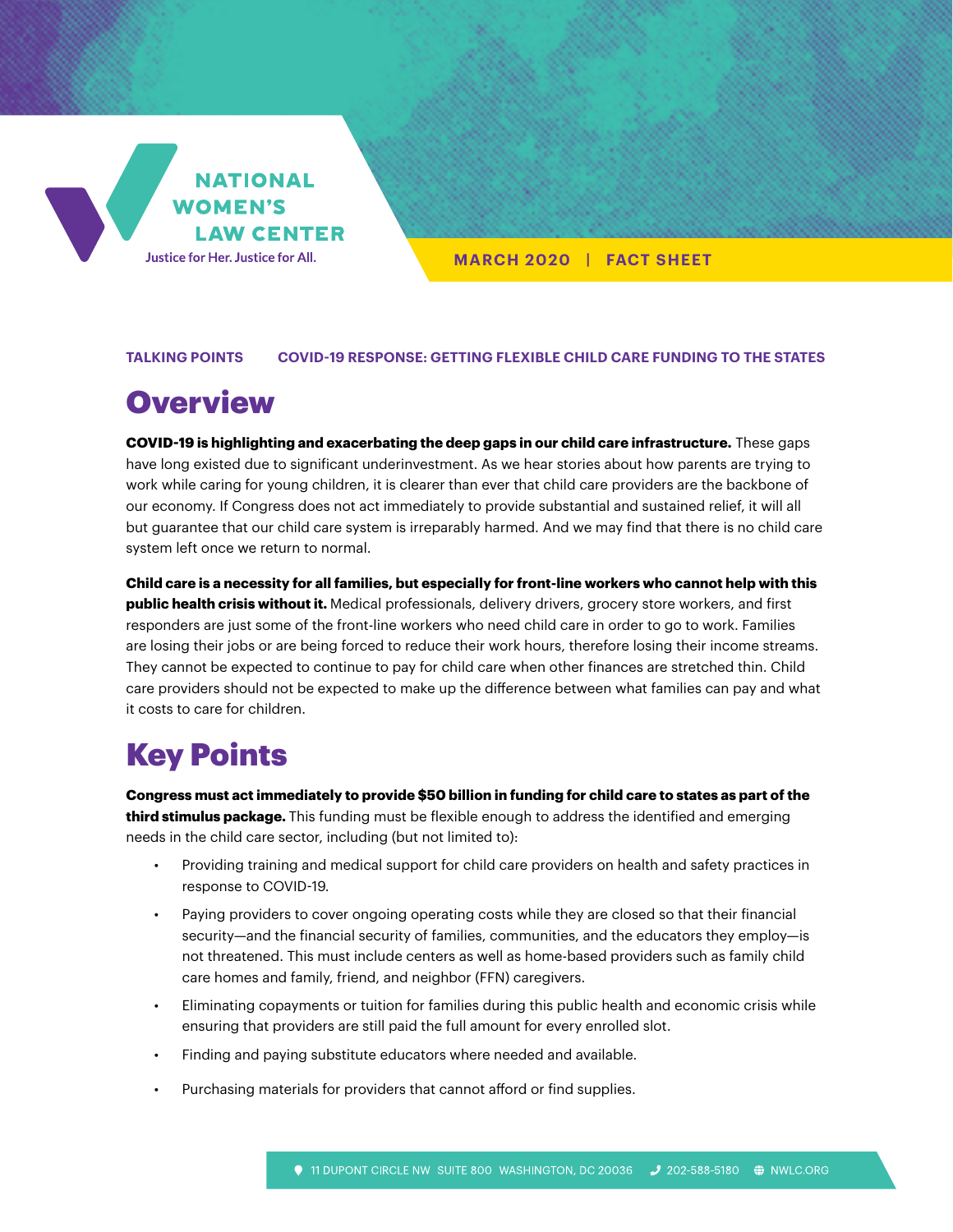NATIONAL WOMEN'S LAW CENTER

Justice for Her. Justice for All.

MARCH 2020 | FACT SHEET

TALKING POINTS COVID-19 RESPONSE: GETTING FLEXIBLE CHILD CARE FUNDING TO THE STATES

# Overview

**COVID-19 is highlighting and exacerbating the deep gaps in our child care infrastructure.** These gaps have long existed due to significant underinvestment. As we hear stories about how parents are trying to work while caring for young children, it is clearer than ever that child care providers are the backbone of our economy. If Congress does not act immediately to provide substantial and sustained relief, it will all but guarantee that our child care system is irreparably harmed. And we may find that there is no child care system left once we return to normal.

**Child care is a necessity for all families, but especially for front-line workers who cannot help with this public health crisis without it.** Medical professionals, delivery drivers, grocery store workers, and first responders are just some of the front-line workers who need child care in order to go to work. Families are losing their jobs or are being forced to reduce their work hours, therefore losing their income streams. They cannot be expected to continue to pay for child care when other finances are stretched thin. Child care providers should not be expected to make up the difference between what families can pay and what it costs to care for children.

# Key Points

**Congress must act immediately to provide $50 billion in funding for child care to states as part of the third stimulus package.** This funding must be flexible enough to address the identified and emerging needs in the child care sector, including (but not limited to):

- Providing training and medical support for child care providers on health and safety practices in response to COVID-19.
- Paying providers to cover ongoing operating costs while they are closed so that their financial security—and the financial security of families, communities, and the educators they employ—is not threatened. This must include centers as well as home-based providers such as family child care homes and family, friend, and neighbor (FFN) caregivers.
- Eliminating copayments or tuition for families during this public health and economic crisis while ensuring that providers are still paid the full amount for every enrolled slot.
- Finding and paying substitute educators where needed and available.
- Purchasing materials for providers that cannot afford or find supplies.

11 DUPONT CIRCLE NW SUITE 800 WASHINGTON, DC 20036 202-588-5180 NWLC.ORG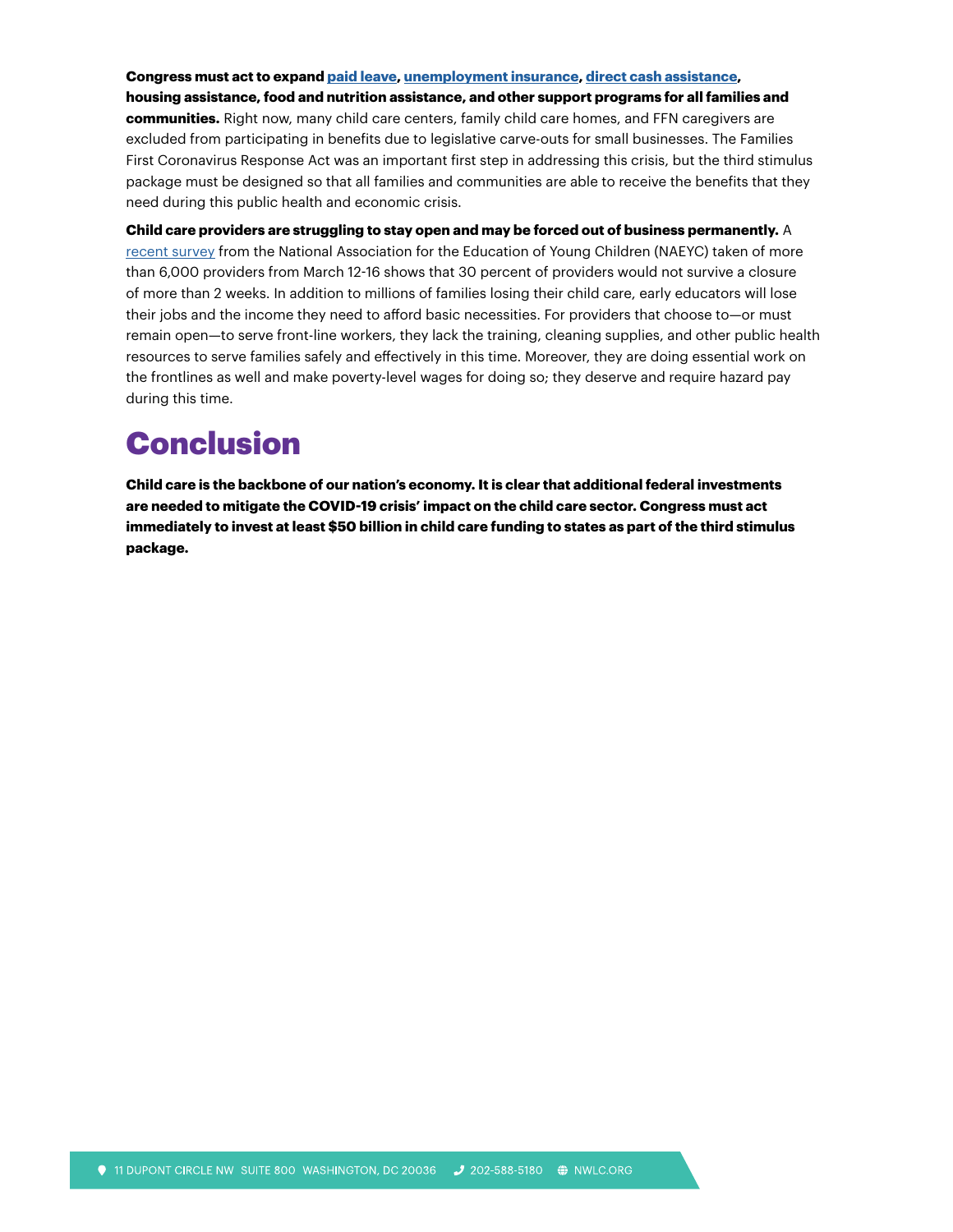**Congress must act to expand paid leave, unemployment insurance, direct cash assistance, housing assistance, food and nutrition assistance, and other support programs for all families and communities.** Right now, many child care centers, family child care homes, and FFN caregivers are excluded from participating in benefits due to legislative carve-outs for small businesses. The Families First Coronavirus Response Act was an important first step in addressing this crisis, but the third stimulus package must be designed so that all families and communities are able to receive the benefits that they need during this public health and economic crisis.

**Child care providers are struggling to stay open and may be forced out of business permanently.** A recent survey from the National Association for the Education of Young Children (NAEYC) taken of more than 6,000 providers from March 12-16 shows that 30 percent of providers would not survive a closure of more than 2 weeks. In addition to millions of families losing their child care, early educators will lose their jobs and the income they need to afford basic necessities. For providers that choose to—or must remain open—to serve front-line workers, they lack the training, cleaning supplies, and other public health resources to serve families safely and effectively in this time. Moreover, they are doing essential work on the frontlines as well and make poverty-level wages for doing so; they deserve and require hazard pay during this time.

# Conclusion

**Child care is the backbone of our nation's economy. It is clear that additional federal investments are needed to mitigate the COVID-19 crisis' impact on the child care sector. Congress must act immediately to invest at least $50 billion in child care funding to states as part of the third stimulus package.**